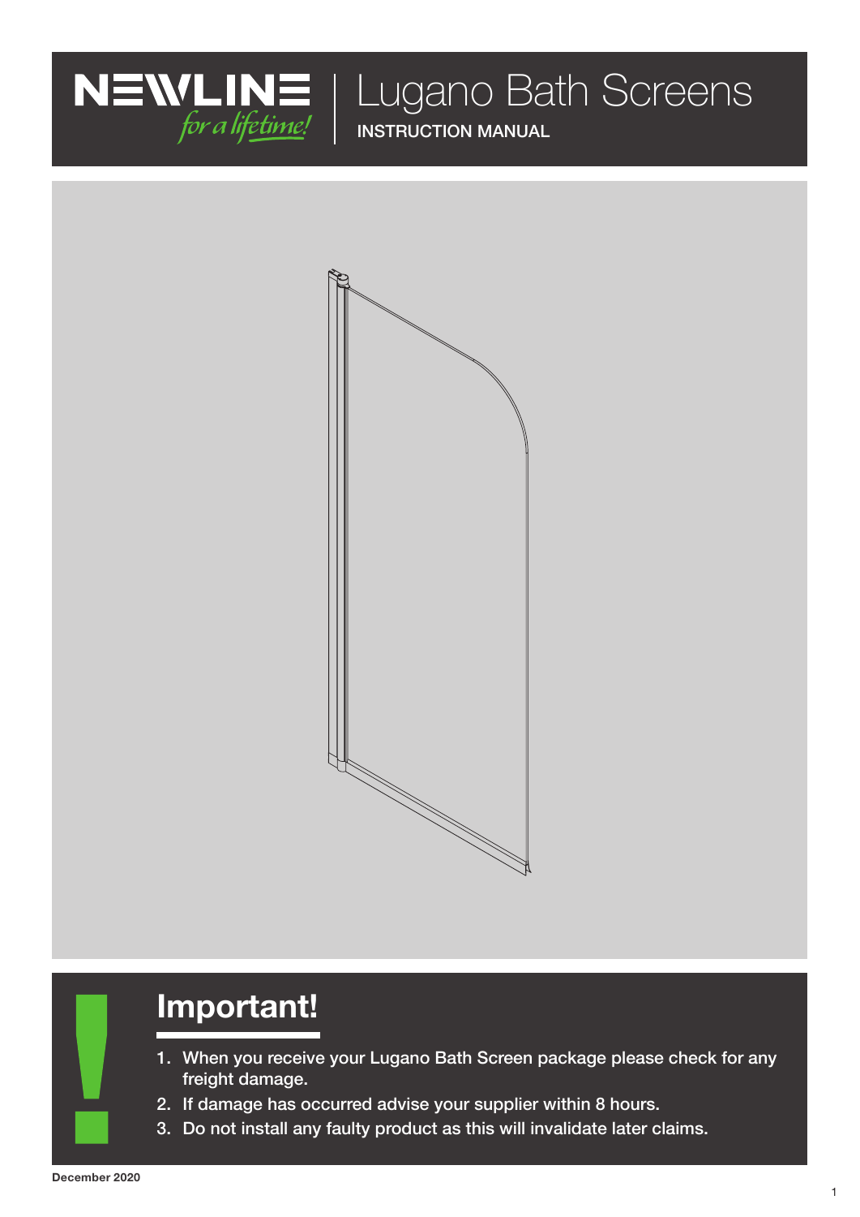NEWLINE *for a lifetime!*

# Lugano Bath Screens

INSTRUCTION MANUAL

## Important!

1. When you receive your Lugano Bath Screen package please check for any freight damage.
2. If damage has occurred advise your supplier within 8 hours.
3. Do not install any faulty product as this will invalidate later claims.

December 2020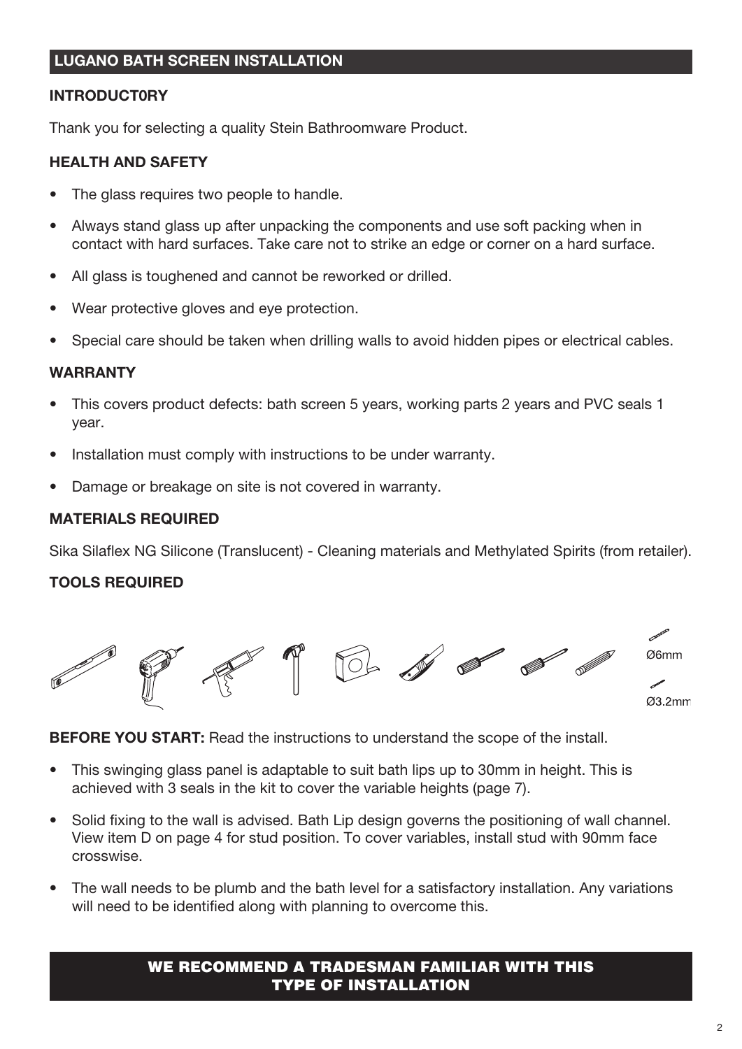## LUGANO BATH SCREEN INSTALLATION

### INTRODUCT0RY

Thank you for selecting a quality Stein Bathroomware Product.

### HEALTH AND SAFETY

- The glass requires two people to handle.
- Always stand glass up after unpacking the components and use soft packing when in contact with hard surfaces. Take care not to strike an edge or corner on a hard surface.
- All glass is toughened and cannot be reworked or drilled.
- Wear protective gloves and eye protection.
- Special care should be taken when drilling walls to avoid hidden pipes or electrical cables.

### WARRANTY

- This covers product defects: bath screen 5 years, working parts 2 years and PVC seals 1 year.
- Installation must comply with instructions to be under warranty.
- Damage or breakage on site is not covered in warranty.

### MATERIALS REQUIRED

Sika Silaflex NG Silicone (Translucent) - Cleaning materials and Methylated Spirits (from retailer).

### TOOLS REQUIRED

Ø6mm

Ø3.2mm

**BEFORE YOU START:** Read the instructions to understand the scope of the install.

- This swinging glass panel is adaptable to suit bath lips up to 30mm in height. This is achieved with 3 seals in the kit to cover the variable heights (page 7).
- Solid fixing to the wall is advised. Bath Lip design governs the positioning of wall channel. View item D on page 4 for stud position. To cover variables, install stud with 90mm face crosswise.
- The wall needs to be plumb and the bath level for a satisfactory installation. Any variations will need to be identified along with planning to overcome this.

**WE RECOMMEND A TRADESMAN FAMILIAR WITH THIS TYPE OF INSTALLATION**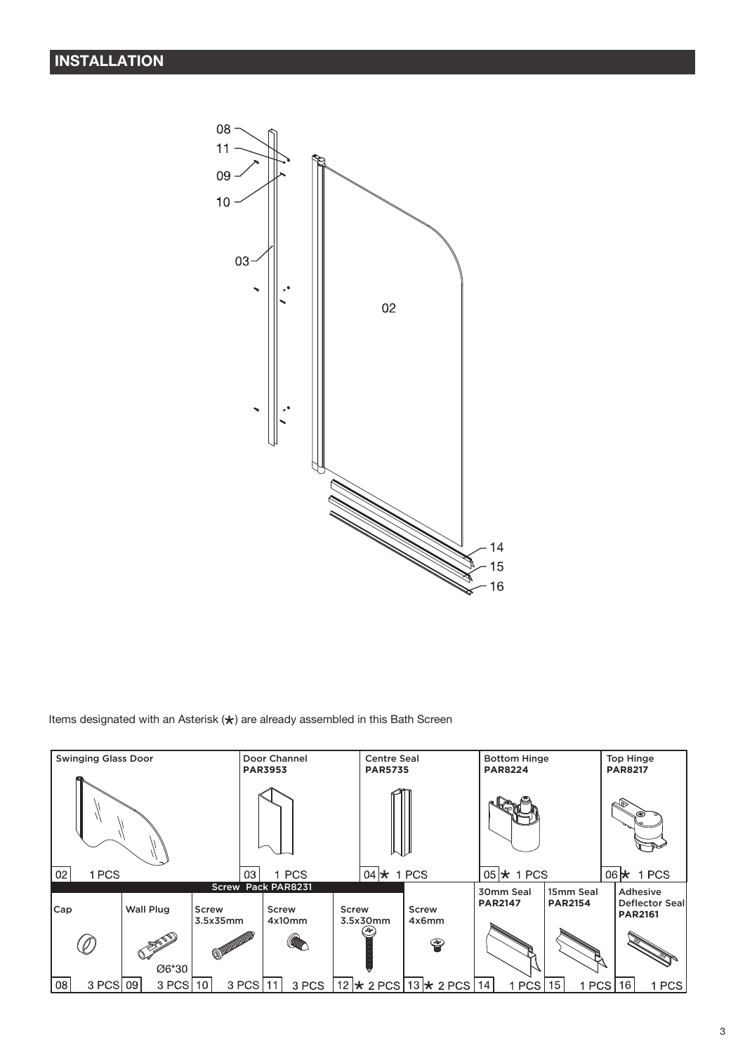## INSTALLATION

Items designated with an Asterisk (★) are already assembled in this Bath Screen

| No. | Item | Part No. | Qty |
|---|---|---|---|
| 02 | Swinging Glass Door | | 1 PCS |
| 03 | Door Channel | PAR3953 | 1 PCS |
| 04 ★ | Centre Seal | PAR5735 | 1 PCS |
| 05 ★ | Bottom Hinge | PAR8224 | 1 PCS |
| 06 ★ | Top Hinge | PAR8217 | 1 PCS |

| Screw Pack PAR8231 | | | | | | | | | | | |
|---|---|---|---|---|---|---|---|---|---|---|---|
| 08 | Cap | 3 PCS | 09 | Wall Plug Ø6*30 | 3 PCS | 10 | Screw 3.5x35mm | 3 PCS | 11 | Screw 4x10mm | 3 PCS |

| No. | Item | Part No. | Qty |
|---|---|---|---|
| 12 ★ | Screw 3.5x30mm | | 2 PCS |
| 13 ★ | Screw 4x6mm | | 2 PCS |
| 14 | 30mm Seal | PAR2147 | 1 PCS |
| 15 | 15mm Seal | PAR2154 | 1 PCS |
| 16 | Adhesive Deflector Seal | PAR2161 | 1 PCS |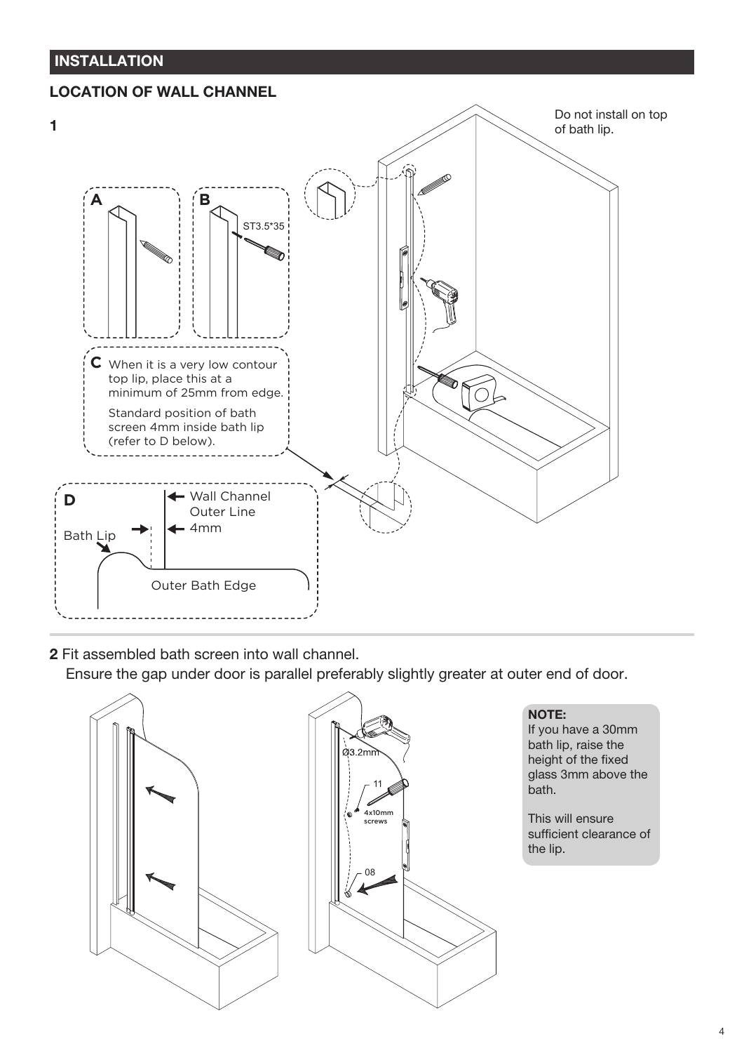## INSTALLATION

### LOCATION OF WALL CHANNEL

**1**

Do not install on top of bath lip.

**A**

**B**

ST3.5*35

**C** When it is a very low contour top lip, place this at a minimum of 25mm from edge.

Standard position of bath screen 4mm inside bath lip (refer to D below).

**D**

Wall Channel Outer Line

4mm

Bath Lip

Outer Bath Edge

**2** Fit assembled bath screen into wall channel.

Ensure the gap under door is parallel preferably slightly greater at outer end of door.

Ø3.2mm

11

4x10mm screws

08

**NOTE:**
If you have a 30mm bath lip, raise the height of the fixed glass 3mm above the bath.

This will ensure sufficient clearance of the lip.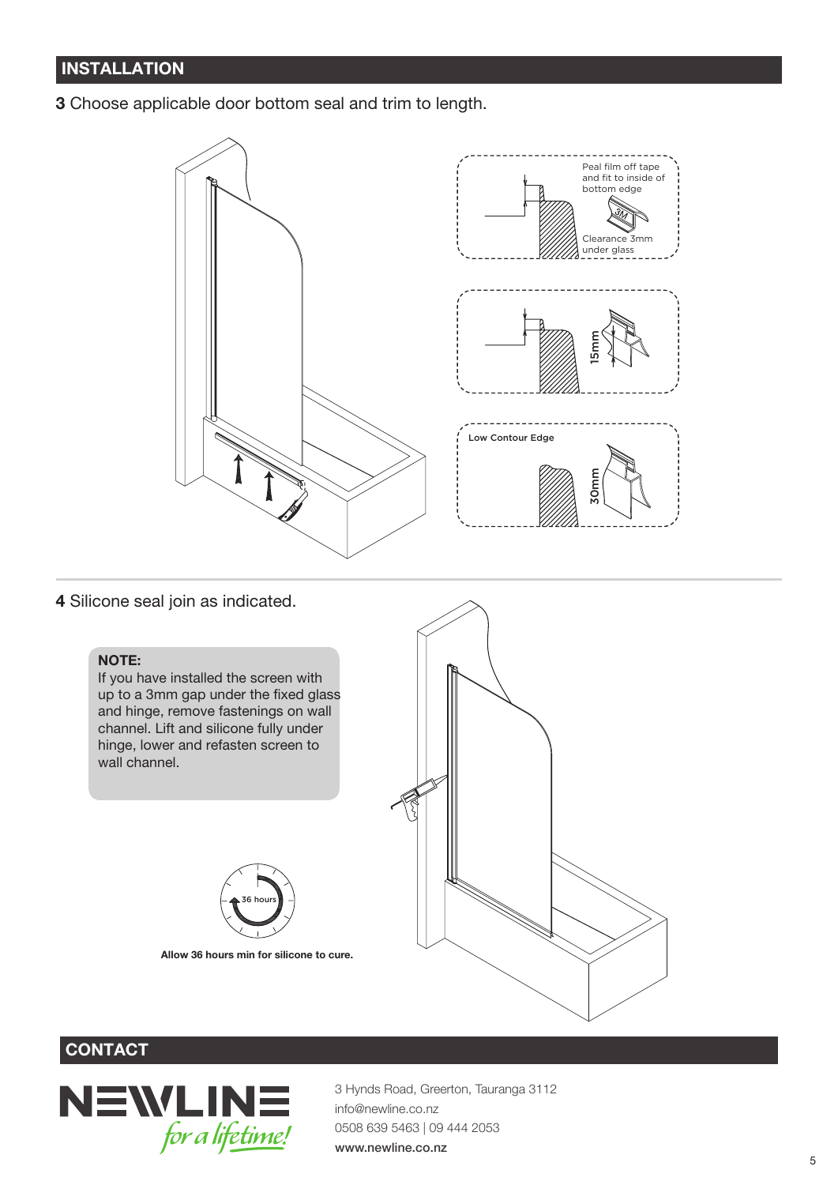## INSTALLATION

**3** Choose applicable door bottom seal and trim to length.

Peal film off tape and fit to inside of bottom edge

3M

Clearance 3mm under glass

15mm

Low Contour Edge

30mm

**4** Silicone seal join as indicated.

**NOTE:**
If you have installed the screen with up to a 3mm gap under the fixed glass and hinge, remove fastenings on wall channel. Lift and silicone fully under hinge, lower and refasten screen to wall channel.

36 hours

**Allow 36 hours min for silicone to cure.**

## CONTACT

NEWLINE *for a lifetime!*

3 Hynds Road, Greerton, Tauranga 3112
info@newline.co.nz
0508 639 5463 | 09 444 2053
**www.newline.co.nz**